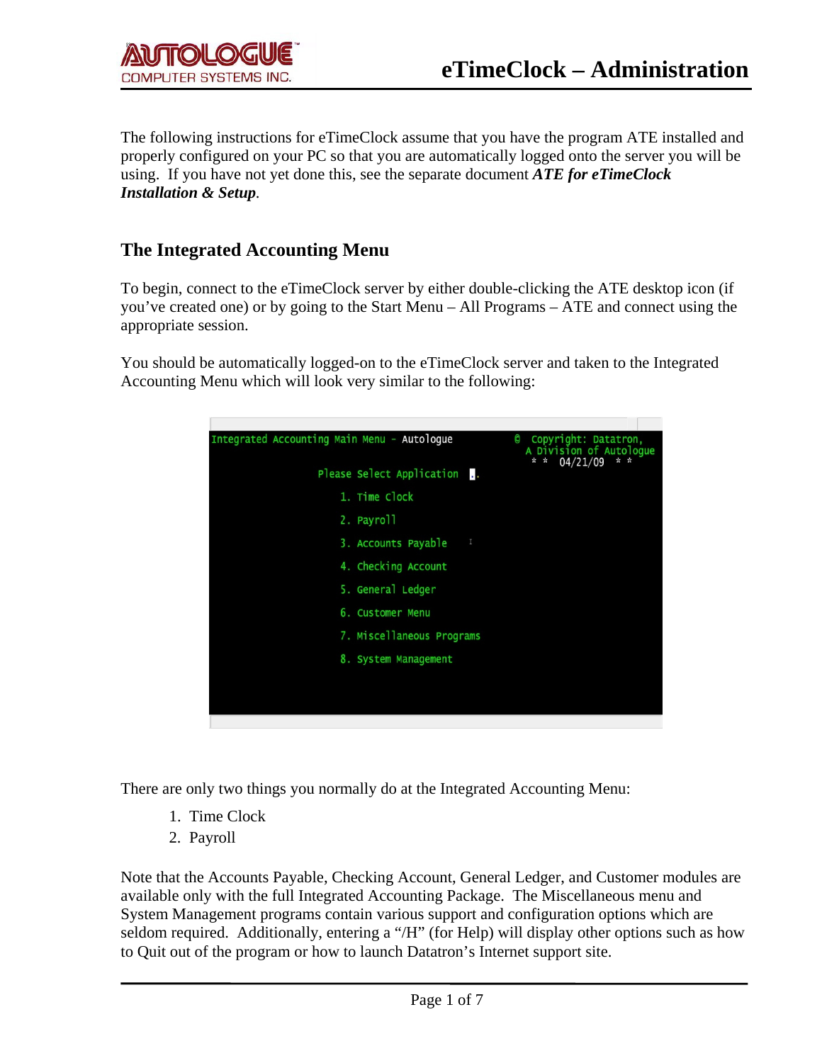The following instructions for eTimeClock assume that you have the program ATE installed and properly configured on your PC so that you are automatically logged onto the server you will be using. If you have not yet done this, see the separate document ***ATE for eTimeClock Installation & Setup***.

## The Integrated Accounting Menu

To begin, connect to the eTimeClock server by either double-clicking the ATE desktop icon (if you've created one) or by going to the Start Menu – All Programs – ATE and connect using the appropriate session.

You should be automatically logged-on to the eTimeClock server and taken to the Integrated Accounting Menu which will look very similar to the following:

```
Integrated Accounting Main Menu - Autologue          © Copyright: Datatron,
                                                       A Division of Autologue
                                                         * *  04/21/09  * *
                    Please Select Application  _.

                        1. Time Clock
                        2. Payroll
                        3. Accounts Payable
                        4. Checking Account
                        5. General Ledger
                        6. Customer Menu
                        7. Miscellaneous Programs
                        8. System Management
```

There are only two things you normally do at the Integrated Accounting Menu:

1. Time Clock
2. Payroll

Note that the Accounts Payable, Checking Account, General Ledger, and Customer modules are available only with the full Integrated Accounting Package. The Miscellaneous menu and System Management programs contain various support and configuration options which are seldom required. Additionally, entering a "/H" (for Help) will display other options such as how to Quit out of the program or how to launch Datatron's Internet support site.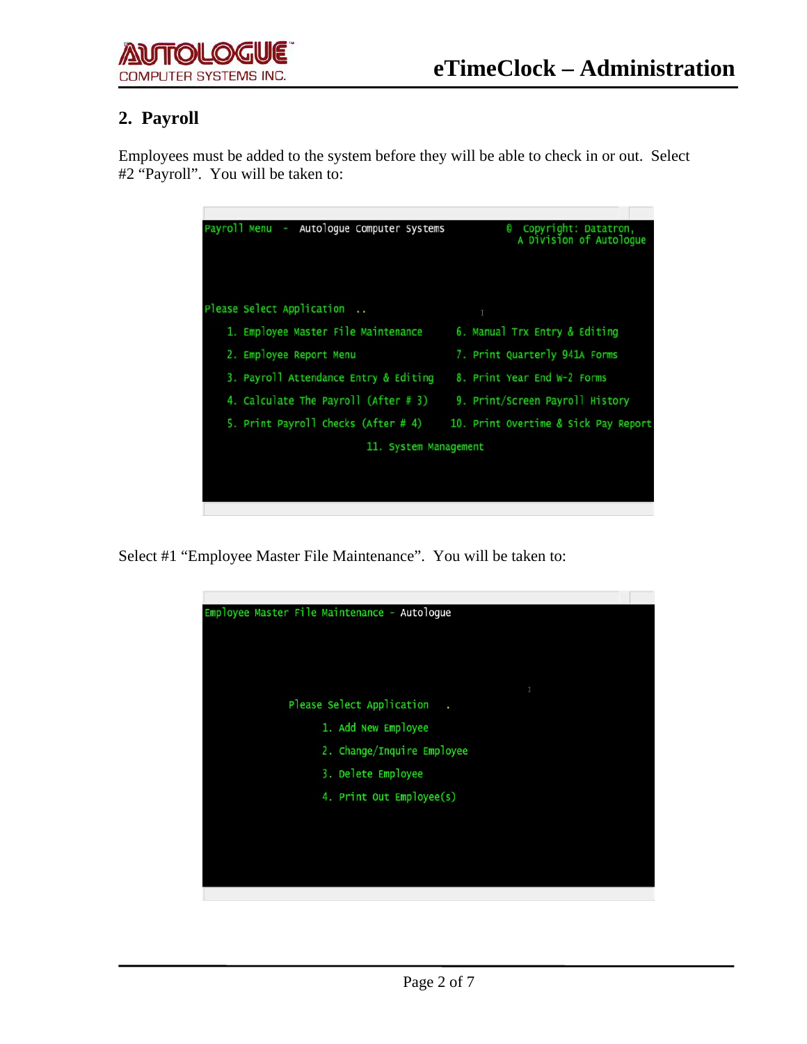## 2. Payroll

Employees must be added to the system before they will be able to check in or out. Select #2 "Payroll". You will be taken to:

```
Payroll Menu  -  Autologue Computer Systems          © Copyright: Datatron,
                                                       A Division of Autologue

Please Select Application  ..

    1. Employee Master File Maintenance      6. Manual Trx Entry & Editing
    2. Employee Report Menu                  7. Print Quarterly 941A Forms
    3. Payroll Attendance Entry & Editing    8. Print Year End W-2 Forms
    4. Calculate The Payroll (After # 3)     9. Print/Screen Payroll History
    5. Print Payroll Checks (After # 4)     10. Print Overtime & Sick Pay Report
                              11. System Management
```

Select #1 "Employee Master File Maintenance". You will be taken to:

```
Employee Master File Maintenance - Autologue

                Please Select Application   .
                      1. Add New Employee
                      2. Change/Inquire Employee
                      3. Delete Employee
                      4. Print Out Employee(s)
```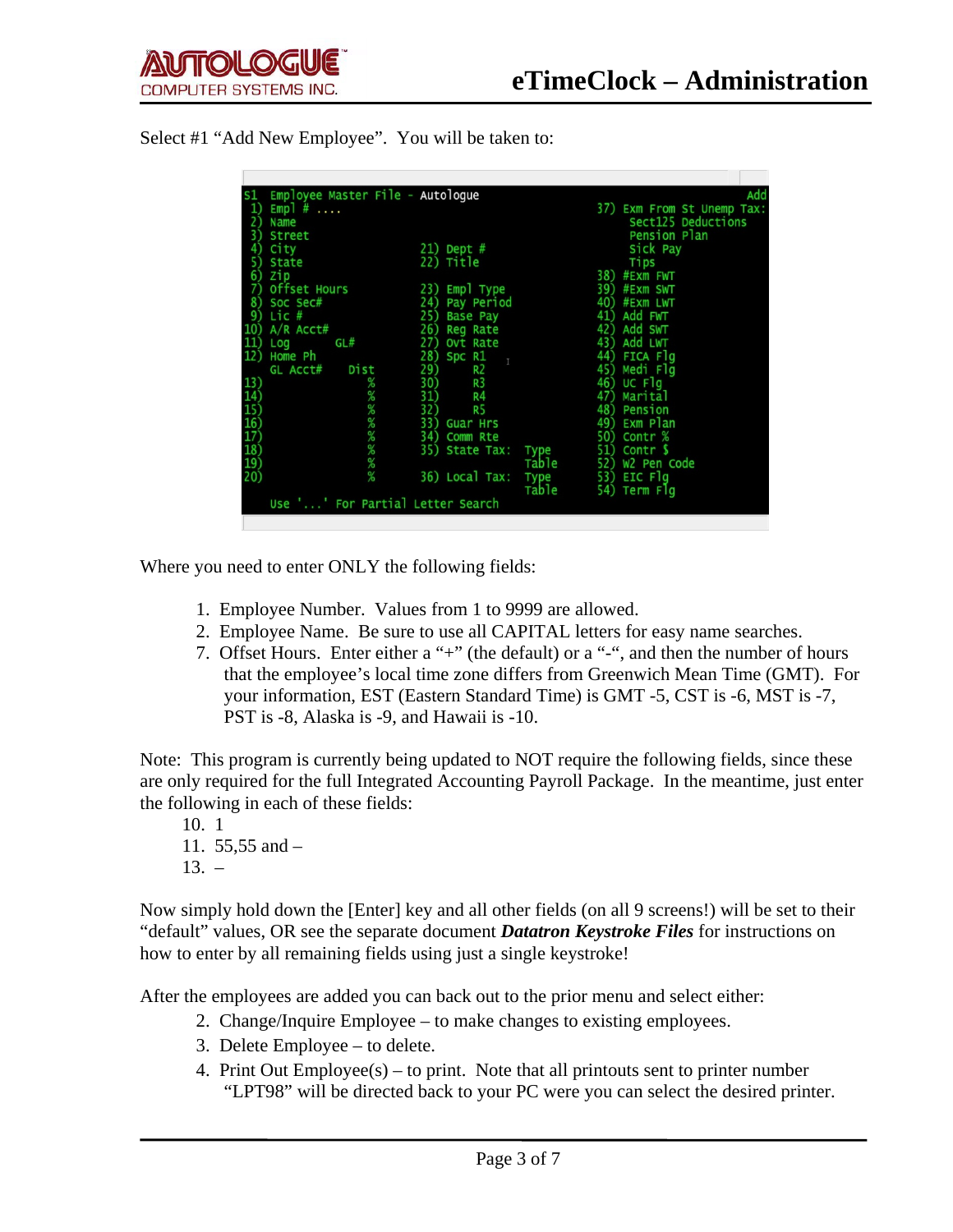Select #1 "Add New Employee". You will be taken to:

```
S1  Employee Master File - Autologue                                      Add
 1) Empl # ....                                          37) Exm From St Unemp Tax:
 2) Name                                                      Sect125 Deductions
 3) Street                                                    Pension Plan
 4) City                        21) Dept #                    Sick Pay
 5) State                       22) Title                     Tips
 6) Zip                                                  38) #Exm FWT
 7) Offset Hours                23) Empl Type            39) #Exm SWT
 8) Soc Sec#                    24) Pay Period           40) #Exm LWT
 9) Lic #                       25) Base Pay             41) Add FWT
10) A/R Acct#                   26) Reg Rate             42) Add SWT
11) Log        GL#              27) Ovt Rate             43) Add LWT
12) Home Ph                     28) Spc R1               44) FICA Flg
    GL Acct#      Dist          29)     R2               45) Medi Flg
13)                  %          30)     R3               46) UC Flg
14)                  %          31)     R4               47) Marital
15)                  %          32)     R5               48) Pension
16)                  %          33) Guar Hrs             49) Exm Plan
17)                  %          34) Comm Rte             50) Contr %
18)                  %          35) State Tax:  Type     51) Contr $
19)                  %                          Table    52) W2 Pen Code
20)                  %          36) Local Tax:  Type     53) EIC Flg
                                                Table    54) Term Flg
    Use '...' For Partial Letter Search
```

Where you need to enter ONLY the following fields:

1. Employee Number. Values from 1 to 9999 are allowed.
2. Employee Name. Be sure to use all CAPITAL letters for easy name searches.
7. Offset Hours. Enter either a "+" (the default) or a "-", and then the number of hours that the employee's local time zone differs from Greenwich Mean Time (GMT). For your information, EST (Eastern Standard Time) is GMT -5, CST is -6, MST is -7, PST is -8, Alaska is -9, and Hawaii is -10.

Note: This program is currently being updated to NOT require the following fields, since these are only required for the full Integrated Accounting Payroll Package. In the meantime, just enter the following in each of these fields:

10. 1
11. 55,55 and –
13. –

Now simply hold down the [Enter] key and all other fields (on all 9 screens!) will be set to their "default" values, OR see the separate document ***Datatron Keystroke Files*** for instructions on how to enter by all remaining fields using just a single keystroke!

After the employees are added you can back out to the prior menu and select either:

2. Change/Inquire Employee – to make changes to existing employees.
3. Delete Employee – to delete.
4. Print Out Employee(s) – to print. Note that all printouts sent to printer number "LPT98" will be directed back to your PC were you can select the desired printer.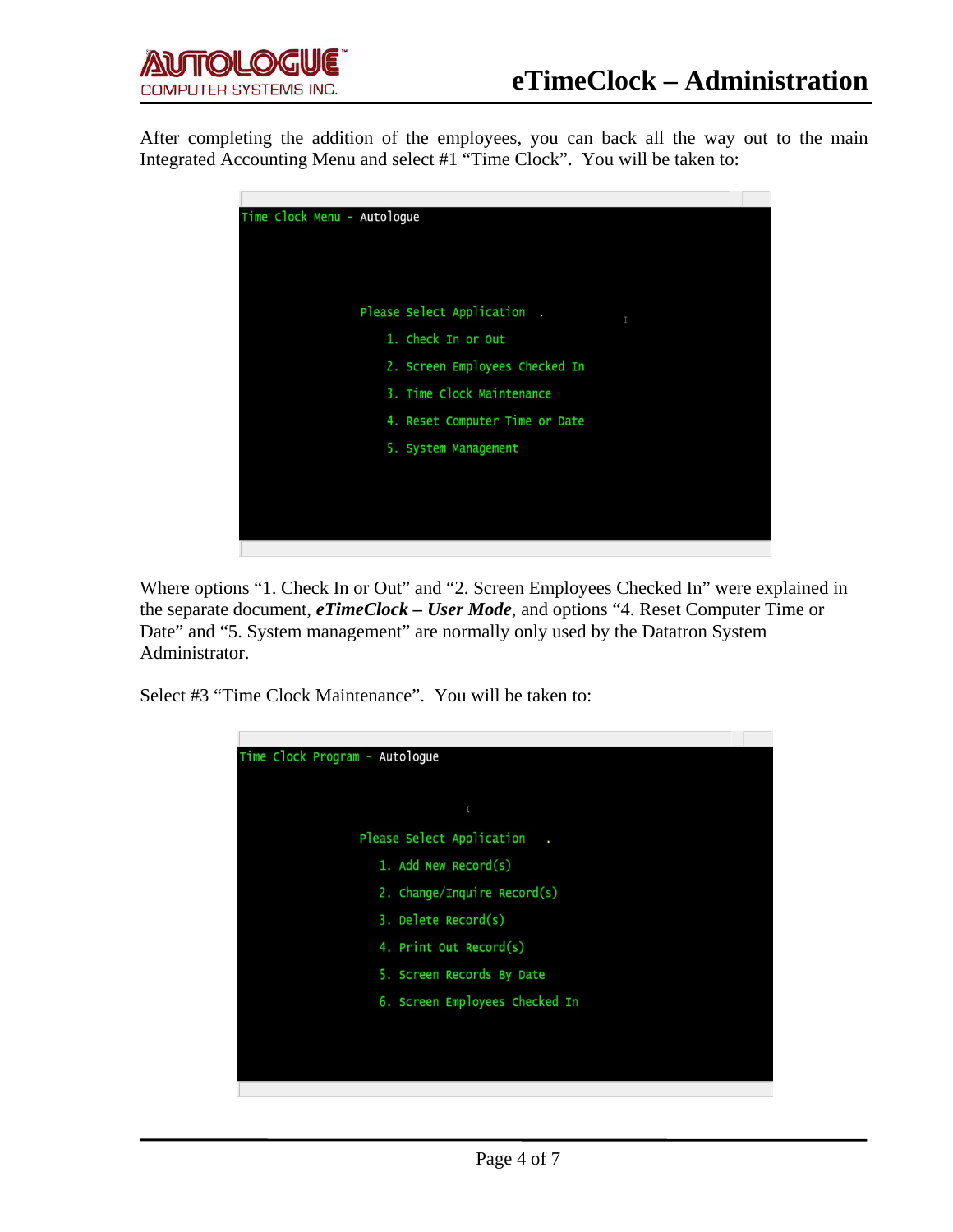After completing the addition of the employees, you can back all the way out to the main Integrated Accounting Menu and select #1 "Time Clock". You will be taken to:

```
Time Clock Menu - Autologue

Please Select Application .
    1. Check In or Out
    2. Screen Employees Checked In
    3. Time Clock Maintenance
    4. Reset Computer Time or Date
    5. System Management
```

Where options "1. Check In or Out" and "2. Screen Employees Checked In" were explained in the separate document, ***eTimeClock – User Mode***, and options "4. Reset Computer Time or Date" and "5. System management" are normally only used by the Datatron System Administrator.

Select #3 "Time Clock Maintenance". You will be taken to:

```
Time Clock Program - Autologue

Please Select Application .
    1. Add New Record(s)
    2. Change/Inquire Record(s)
    3. Delete Record(s)
    4. Print Out Record(s)
    5. Screen Records By Date
    6. Screen Employees Checked In
```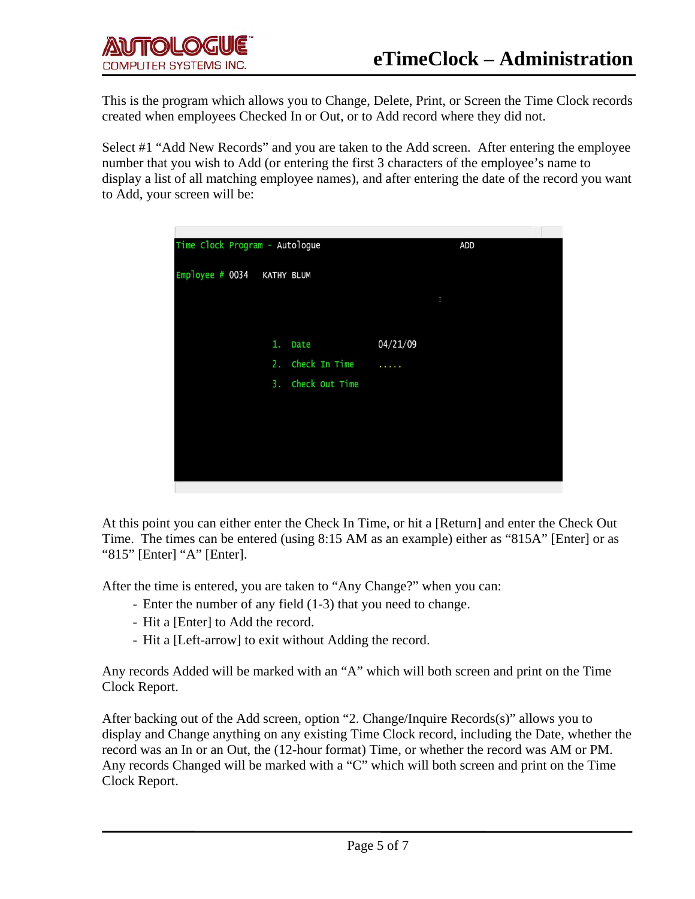This is the program which allows you to Change, Delete, Print, or Screen the Time Clock records created when employees Checked In or Out, or to Add record where they did not.

Select #1 "Add New Records" and you are taken to the Add screen. After entering the employee number that you wish to Add (or entering the first 3 characters of the employee's name to display a list of all matching employee names), and after entering the date of the record you want to Add, your screen will be:

```
Time Clock Program - Autologue                              ADD

Employee # 0034   KATHY BLUM



                  1.  Date              04/21/09
                  2.  Check In Time     .....
                  3.  Check Out Time
```

At this point you can either enter the Check In Time, or hit a [Return] and enter the Check Out Time. The times can be entered (using 8:15 AM as an example) either as "815A" [Enter] or as "815" [Enter] "A" [Enter].

After the time is entered, you are taken to "Any Change?" when you can:

- Enter the number of any field (1-3) that you need to change.
- Hit a [Enter] to Add the record.
- Hit a [Left-arrow] to exit without Adding the record.

Any records Added will be marked with an "A" which will both screen and print on the Time Clock Report.

After backing out of the Add screen, option "2. Change/Inquire Records(s)" allows you to display and Change anything on any existing Time Clock record, including the Date, whether the record was an In or an Out, the (12-hour format) Time, or whether the record was AM or PM. Any records Changed will be marked with a "C" which will both screen and print on the Time Clock Report.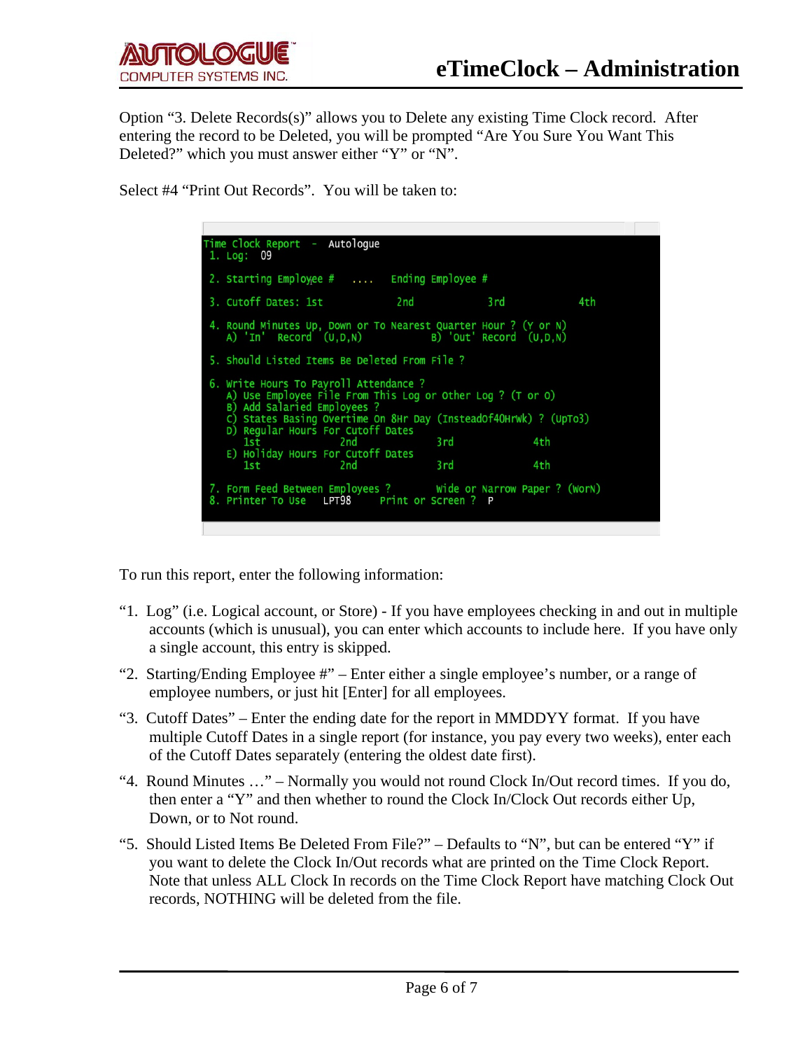Option "3. Delete Records(s)" allows you to Delete any existing Time Clock record. After entering the record to be Deleted, you will be prompted "Are You Sure You Want This Deleted?" which you must answer either "Y" or "N".

Select #4 "Print Out Records". You will be taken to:

```
Time Clock Report  -  Autologue
 1. Log:  09

 2. Starting Employee #   ....   Ending Employee #

 3. Cutoff Dates: 1st            2nd             3rd             4th

 4. Round Minutes Up, Down or To Nearest Quarter Hour ? (Y or N)
    A) 'In'  Record  (U,D,N)           B) 'Out' Record  (U,D,N)

 5. Should Listed Items Be Deleted From File ?

 6. Write Hours To Payroll Attendance ?
    A) Use Employee File From This Log or Other Log ? (T or O)
    B) Add Salaried Employees ?
    C) States Basing Overtime On 8Hr Day (InsteadOf40HrWk) ? (UpTo3)
    D) Regular Hours For Cutoff Dates
       1st              2nd              3rd              4th
    E) Holiday Hours For Cutoff Dates
       1st              2nd              3rd              4th

 7. Form Feed Between Employees ?       Wide or Narrow Paper ? (WorN)
 8. Printer To Use    LPT98     Print or Screen ?  P
```

To run this report, enter the following information:

"1. Log" (i.e. Logical account, or Store) - If you have employees checking in and out in multiple accounts (which is unusual), you can enter which accounts to include here. If you have only a single account, this entry is skipped.

"2. Starting/Ending Employee #" – Enter either a single employee's number, or a range of employee numbers, or just hit [Enter] for all employees.

"3. Cutoff Dates" – Enter the ending date for the report in MMDDYY format. If you have multiple Cutoff Dates in a single report (for instance, you pay every two weeks), enter each of the Cutoff Dates separately (entering the oldest date first).

"4. Round Minutes …" – Normally you would not round Clock In/Out record times. If you do, then enter a "Y" and then whether to round the Clock In/Clock Out records either Up, Down, or to Not round.

"5. Should Listed Items Be Deleted From File?" – Defaults to "N", but can be entered "Y" if you want to delete the Clock In/Out records what are printed on the Time Clock Report. Note that unless ALL Clock In records on the Time Clock Report have matching Clock Out records, NOTHING will be deleted from the file.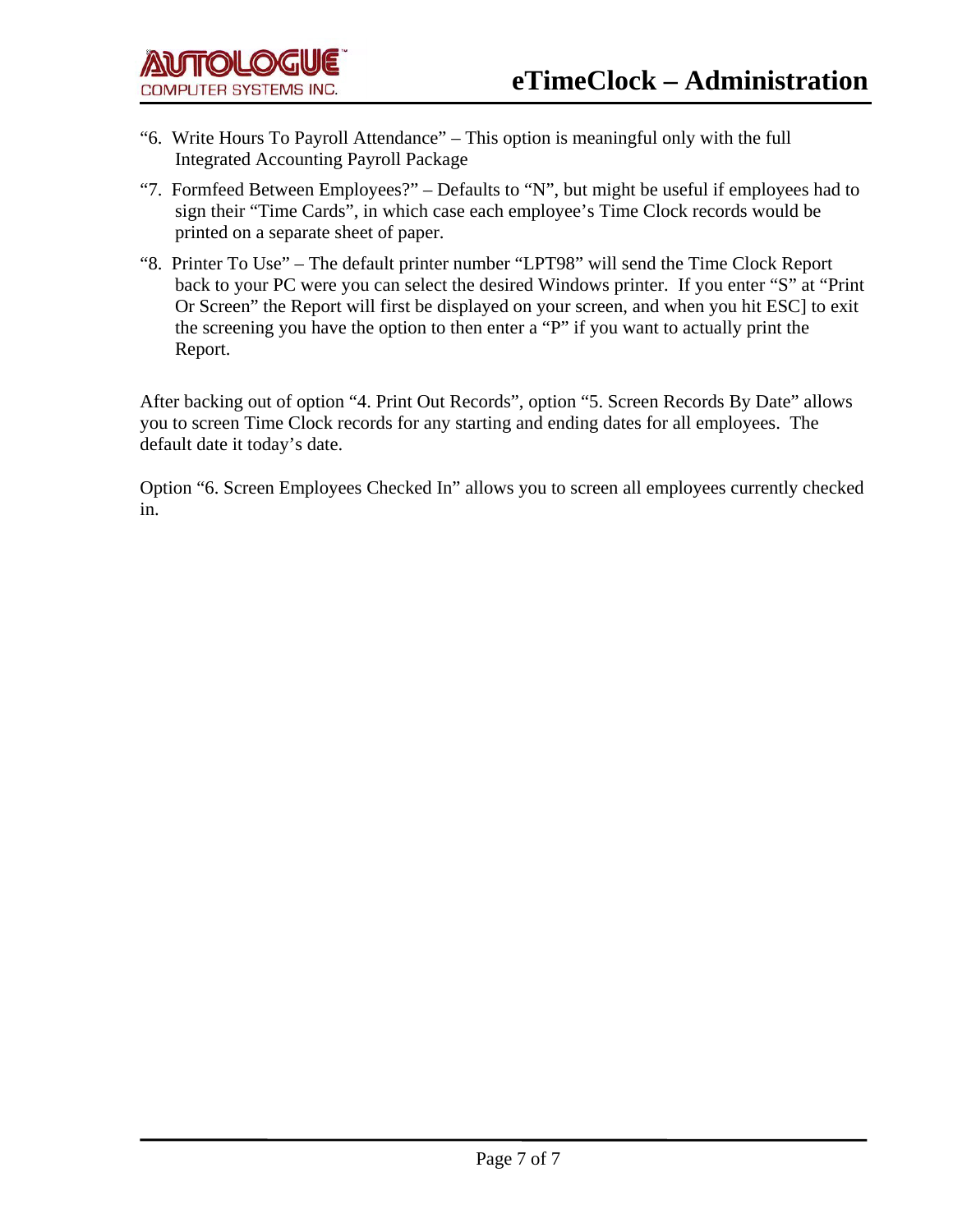"6. Write Hours To Payroll Attendance" – This option is meaningful only with the full Integrated Accounting Payroll Package

"7. Formfeed Between Employees?" – Defaults to "N", but might be useful if employees had to sign their "Time Cards", in which case each employee's Time Clock records would be printed on a separate sheet of paper.

"8. Printer To Use" – The default printer number "LPT98" will send the Time Clock Report back to your PC were you can select the desired Windows printer. If you enter "S" at "Print Or Screen" the Report will first be displayed on your screen, and when you hit ESC] to exit the screening you have the option to then enter a "P" if you want to actually print the Report.

After backing out of option "4. Print Out Records", option "5. Screen Records By Date" allows you to screen Time Clock records for any starting and ending dates for all employees. The default date it today's date.

Option "6. Screen Employees Checked In" allows you to screen all employees currently checked in.